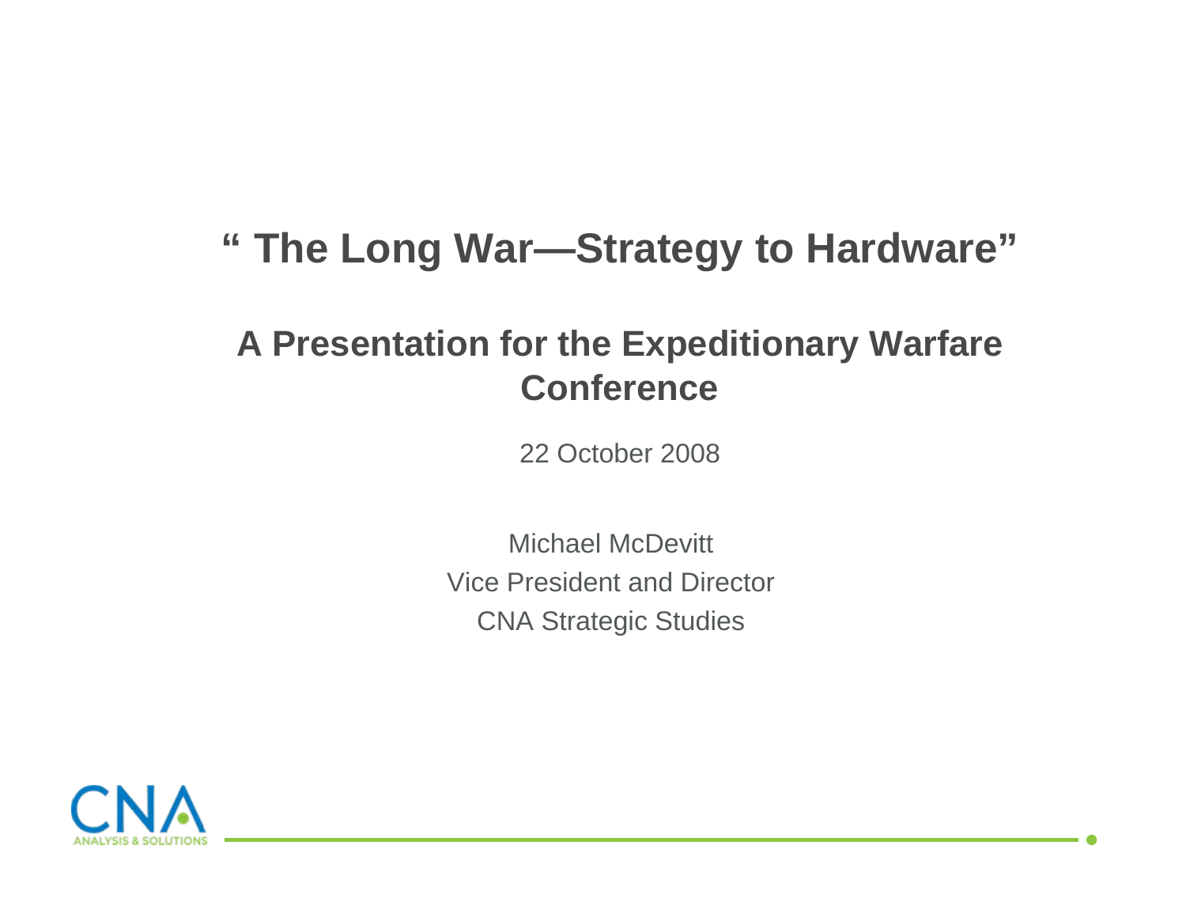# " The Long War—Strategy to Hardware"

## A Presentation for the Expeditionary Warfare Conference

22 October 2008

Michael McDevitt
Vice President and Director
CNA Strategic Studies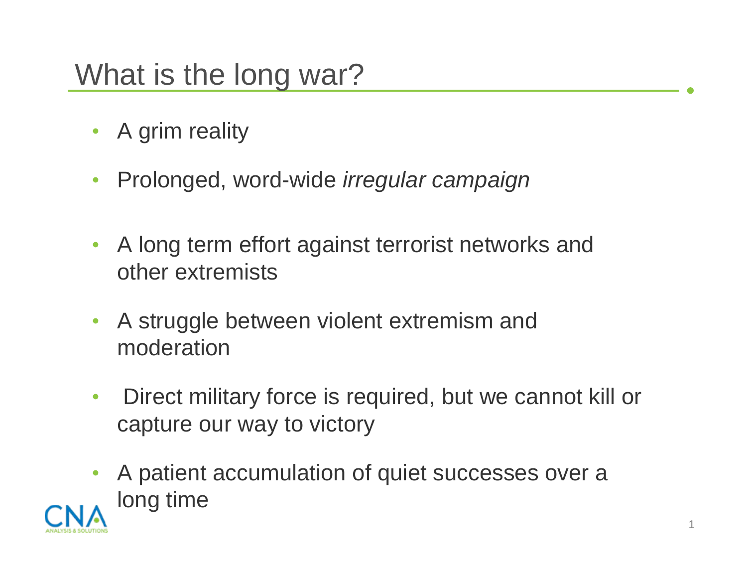# What is the long war?

- A grim reality
- Prolonged, word-wide *irregular campaign*
- A long term effort against terrorist networks and other extremists
- A struggle between violent extremism and moderation
- Direct military force is required, but we cannot kill or capture our way to victory
- A patient accumulation of quiet successes over a long time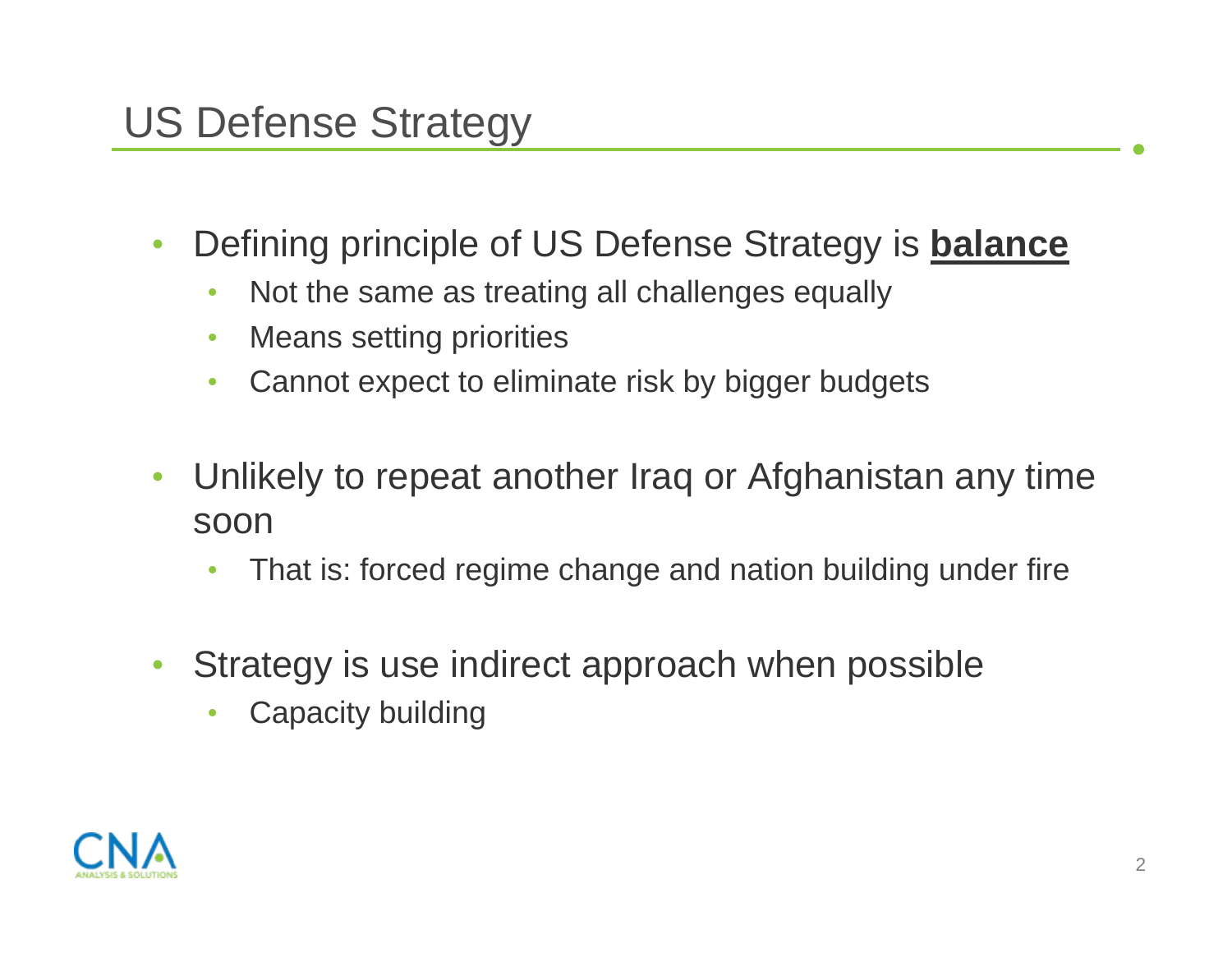# US Defense Strategy

- Defining principle of US Defense Strategy is **balance**
  - Not the same as treating all challenges equally
  - Means setting priorities
  - Cannot expect to eliminate risk by bigger budgets
- Unlikely to repeat another Iraq or Afghanistan any time soon
  - That is: forced regime change and nation building under fire
- Strategy is use indirect approach when possible
  - Capacity building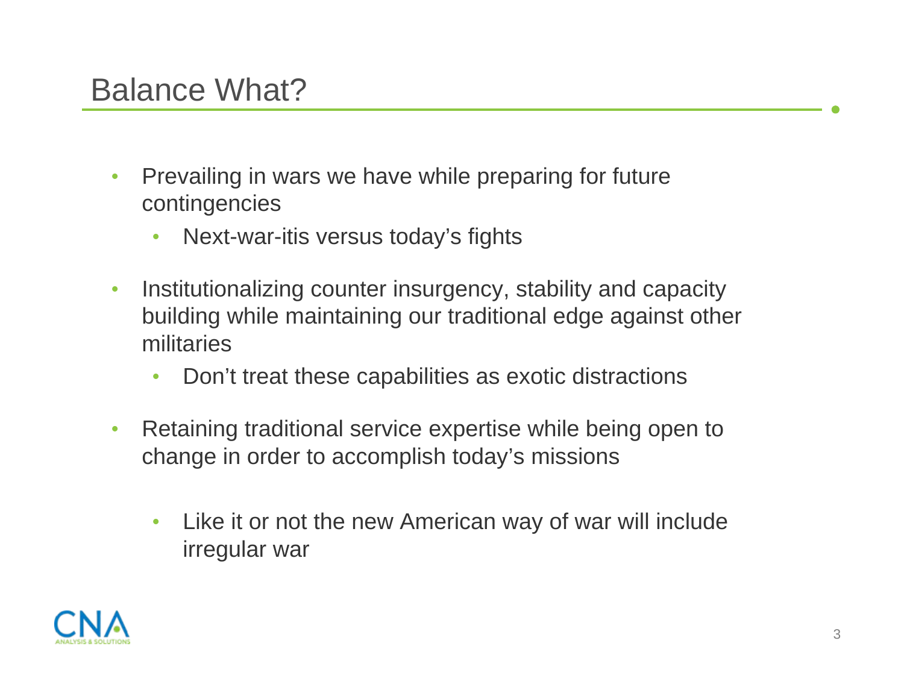# Balance What?

- Prevailing in wars we have while preparing for future contingencies
  - Next-war-itis versus today's fights
- Institutionalizing counter insurgency, stability and capacity building while maintaining our traditional edge against other militaries
  - Don't treat these capabilities as exotic distractions
- Retaining traditional service expertise while being open to change in order to accomplish today's missions
  - Like it or not the new American way of war will include irregular war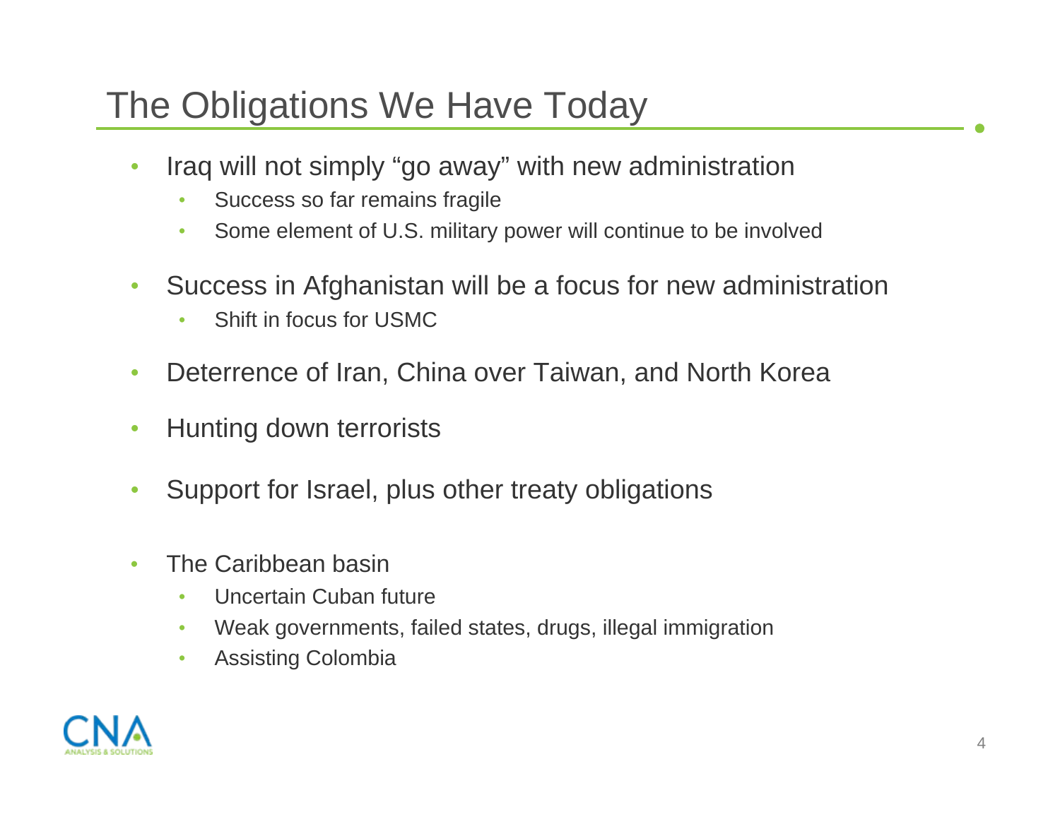# The Obligations We Have Today

- Iraq will not simply "go away" with new administration
  - Success so far remains fragile
  - Some element of U.S. military power will continue to be involved
- Success in Afghanistan will be a focus for new administration
  - Shift in focus for USMC
- Deterrence of Iran, China over Taiwan, and North Korea
- Hunting down terrorists
- Support for Israel, plus other treaty obligations
- The Caribbean basin
  - Uncertain Cuban future
  - Weak governments, failed states, drugs, illegal immigration
  - Assisting Colombia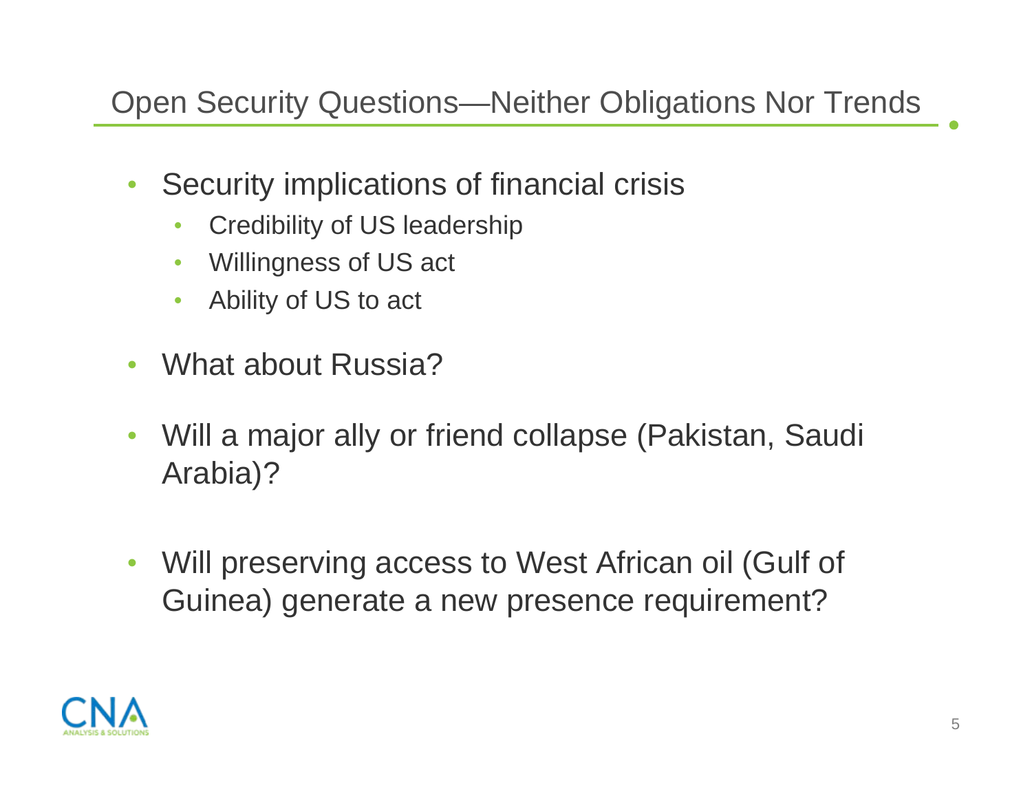## Open Security Questions—Neither Obligations Nor Trends

- Security implications of financial crisis
  - Credibility of US leadership
  - Willingness of US act
  - Ability of US to act
- What about Russia?
- Will a major ally or friend collapse (Pakistan, Saudi Arabia)?
- Will preserving access to West African oil (Gulf of Guinea) generate a new presence requirement?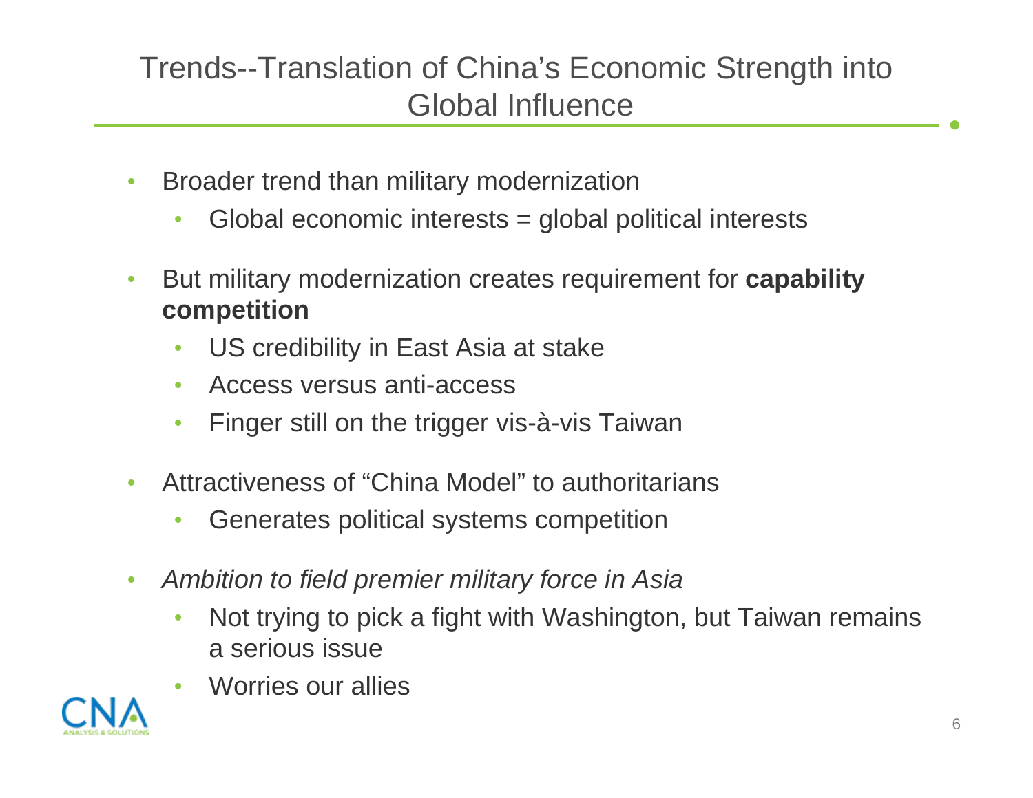# Trends--Translation of China's Economic Strength into Global Influence

- Broader trend than military modernization
  - Global economic interests = global political interests
- But military modernization creates requirement for **capability competition**
  - US credibility in East Asia at stake
  - Access versus anti-access
  - Finger still on the trigger vis-à-vis Taiwan
- Attractiveness of "China Model" to authoritarians
  - Generates political systems competition
- *Ambition to field premier military force in Asia*
  - Not trying to pick a fight with Washington, but Taiwan remains a serious issue
  - Worries our allies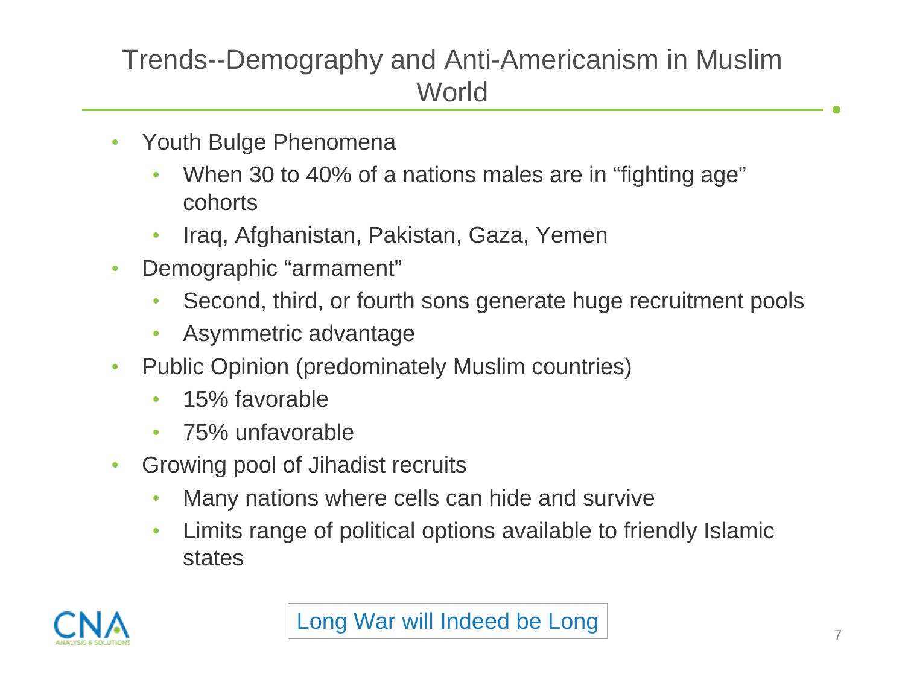# Trends--Demography and Anti-Americanism in Muslim World

- Youth Bulge Phenomena
  - When 30 to 40% of a nations males are in "fighting age" cohorts
  - Iraq, Afghanistan, Pakistan, Gaza, Yemen
- Demographic "armament"
  - Second, third, or fourth sons generate huge recruitment pools
  - Asymmetric advantage
- Public Opinion (predominately Muslim countries)
  - 15% favorable
  - 75% unfavorable
- Growing pool of Jihadist recruits
  - Many nations where cells can hide and survive
  - Limits range of political options available to friendly Islamic states

Long War will Indeed be Long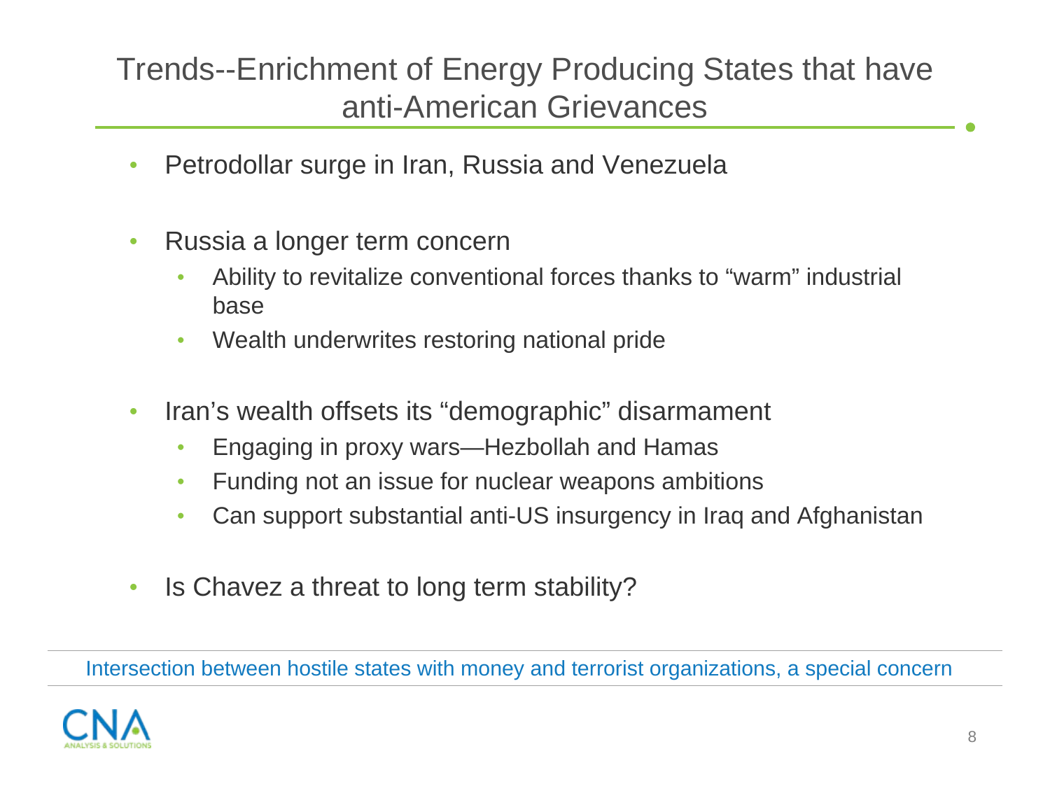# Trends--Enrichment of Energy Producing States that have anti-American Grievances

- Petrodollar surge in Iran, Russia and Venezuela
- Russia a longer term concern
  - Ability to revitalize conventional forces thanks to “warm” industrial base
  - Wealth underwrites restoring national pride
- Iran’s wealth offsets its “demographic” disarmament
  - Engaging in proxy wars—Hezbollah and Hamas
  - Funding not an issue for nuclear weapons ambitions
  - Can support substantial anti-US insurgency in Iraq and Afghanistan
- Is Chavez a threat to long term stability?

Intersection between hostile states with money and terrorist organizations, a special concern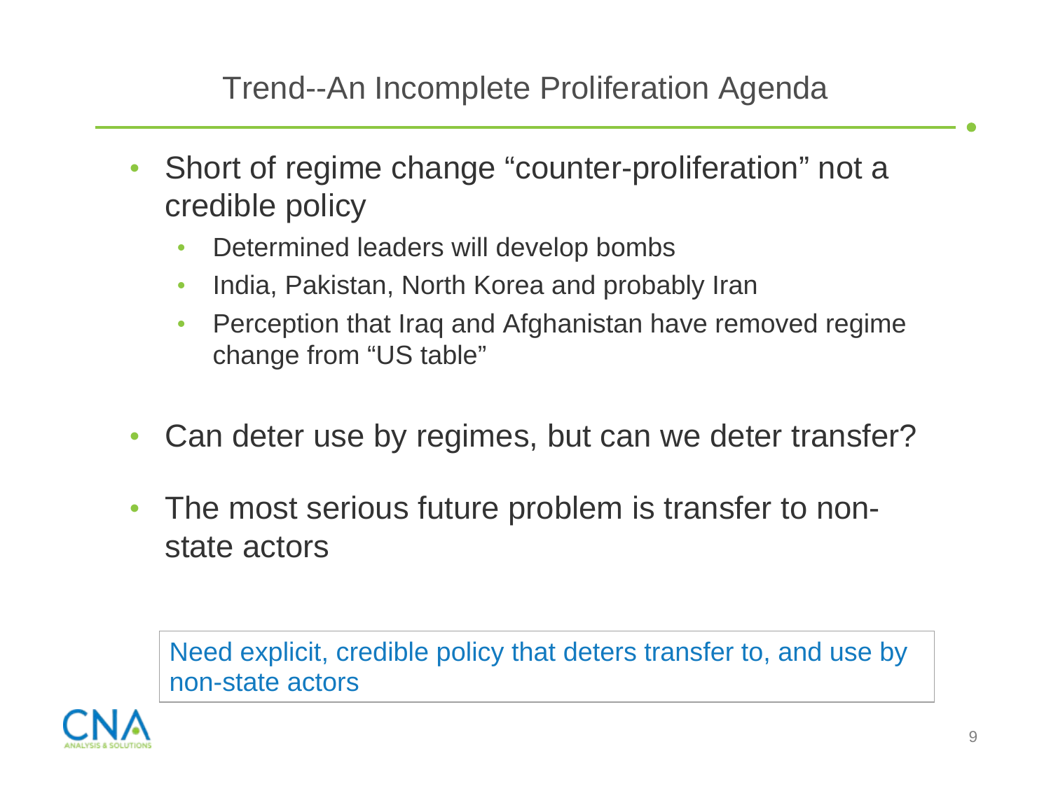# Trend--An Incomplete Proliferation Agenda

- Short of regime change "counter-proliferation" not a credible policy
  - Determined leaders will develop bombs
  - India, Pakistan, North Korea and probably Iran
  - Perception that Iraq and Afghanistan have removed regime change from "US table"
- Can deter use by regimes, but can we deter transfer?
- The most serious future problem is transfer to non-state actors

> Need explicit, credible policy that deters transfer to, and use by non-state actors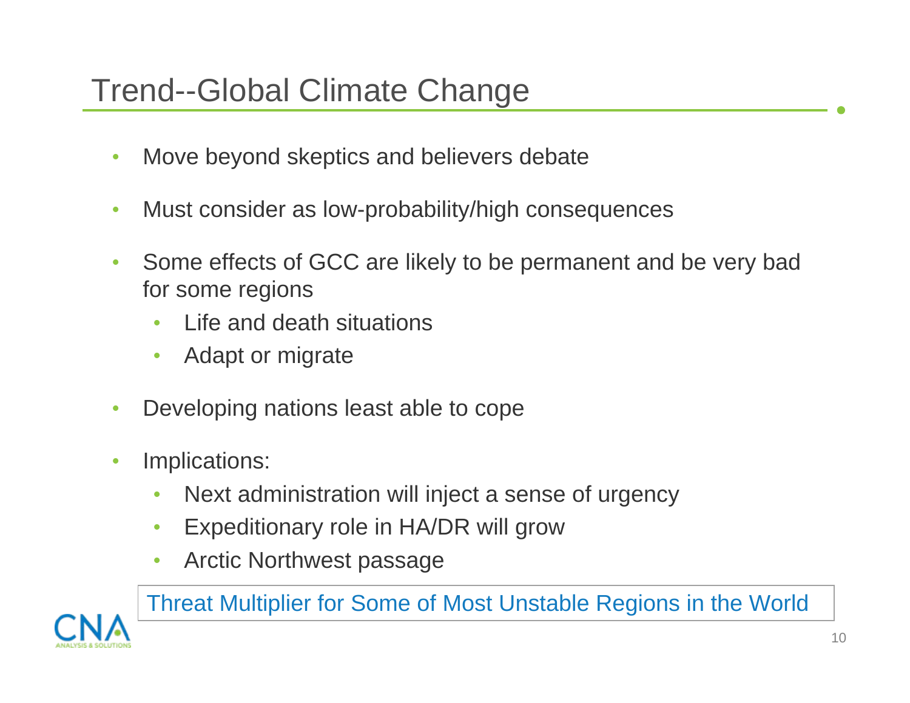# Trend--Global Climate Change

- Move beyond skeptics and believers debate
- Must consider as low-probability/high consequences
- Some effects of GCC are likely to be permanent and be very bad for some regions
  - Life and death situations
  - Adapt or migrate
- Developing nations least able to cope
- Implications:
  - Next administration will inject a sense of urgency
  - Expeditionary role in HA/DR will grow
  - Arctic Northwest passage

Threat Multiplier for Some of Most Unstable Regions in the World

CNA
ANALYSIS & SOLUTIONS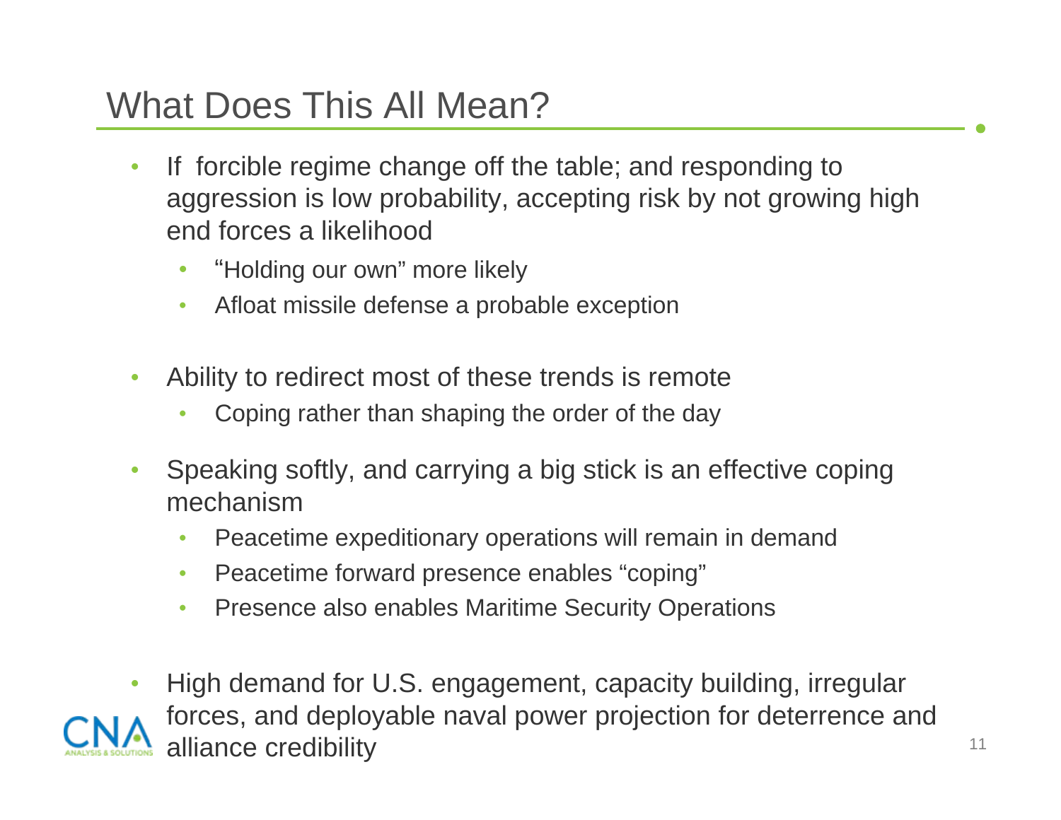# What Does This All Mean?

- If forcible regime change off the table; and responding to aggression is low probability, accepting risk by not growing high end forces a likelihood
  - "Holding our own" more likely
  - Afloat missile defense a probable exception

- Ability to redirect most of these trends is remote
  - Coping rather than shaping the order of the day

- Speaking softly, and carrying a big stick is an effective coping mechanism
  - Peacetime expeditionary operations will remain in demand
  - Peacetime forward presence enables "coping"
  - Presence also enables Maritime Security Operations

- High demand for U.S. engagement, capacity building, irregular forces, and deployable naval power projection for deterrence and alliance credibility